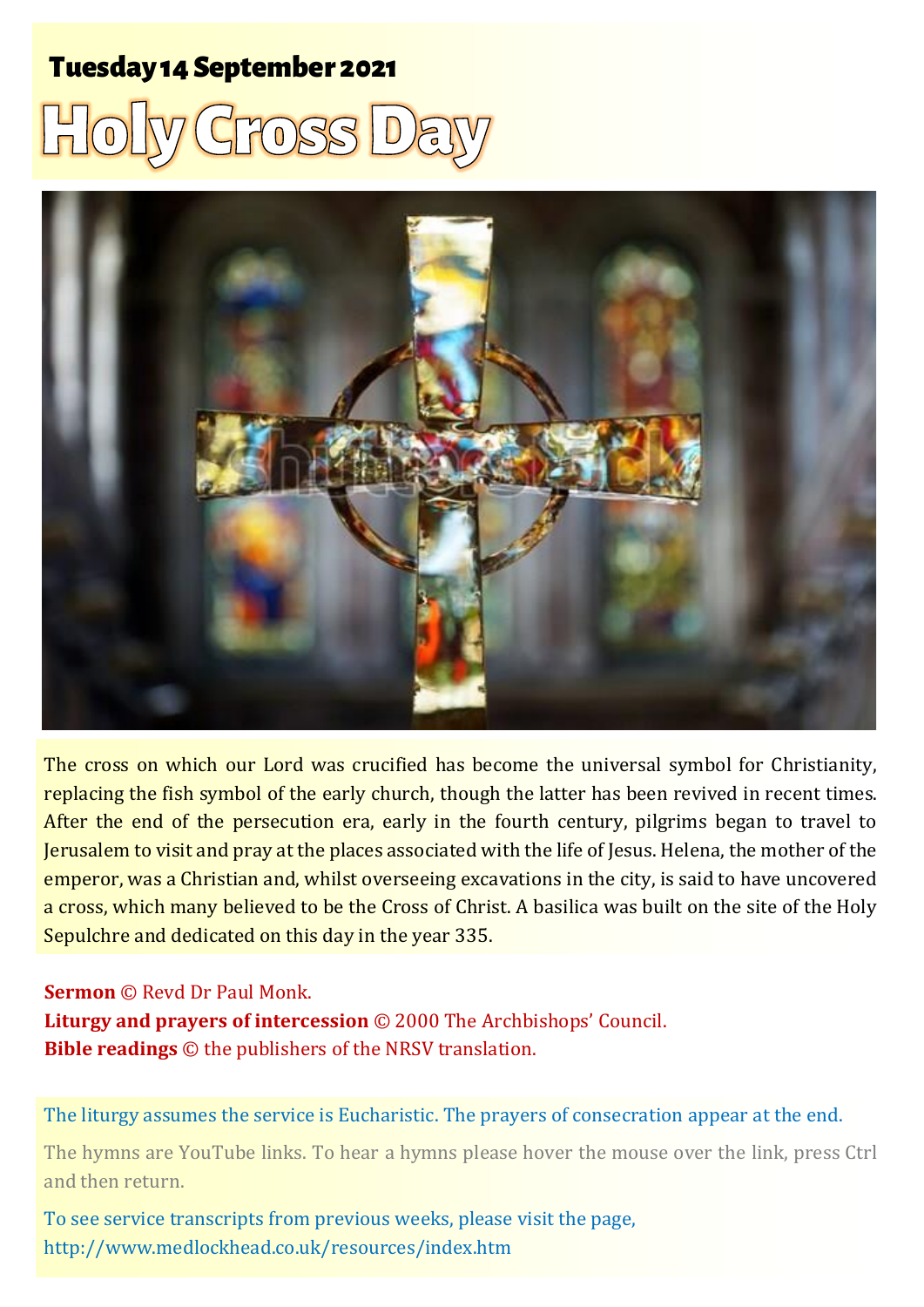**Tuesday 14 September 2021**

# Holy Cross Day

The cross on which our Lord was crucified has become the universal symbol for Christianity, replacing the fish symbol of the early church, though the latter has been revived in recent times. After the end of the persecution era, early in the fourth century, pilgrims began to travel to Jerusalem to visit and pray at the places associated with the life of Jesus. Helena, the mother of the emperor, was a Christian and, whilst overseeing excavations in the city, is said to have uncovered a cross, which many believed to be the Cross of Christ. A basilica was built on the site of the Holy Sepulchre and dedicated on this day in the year 335.

**Sermon** © Revd Dr Paul Monk.
**Liturgy and prayers of intercession** © 2000 The Archbishops' Council.
**Bible readings** © the publishers of the NRSV translation.

The liturgy assumes the service is Eucharistic. The prayers of consecration appear at the end.

The hymns are YouTube links. To hear a hymns please hover the mouse over the link, press Ctrl and then return.

To see service transcripts from previous weeks, please visit the page, http://www.medlockhead.co.uk/resources/index.htm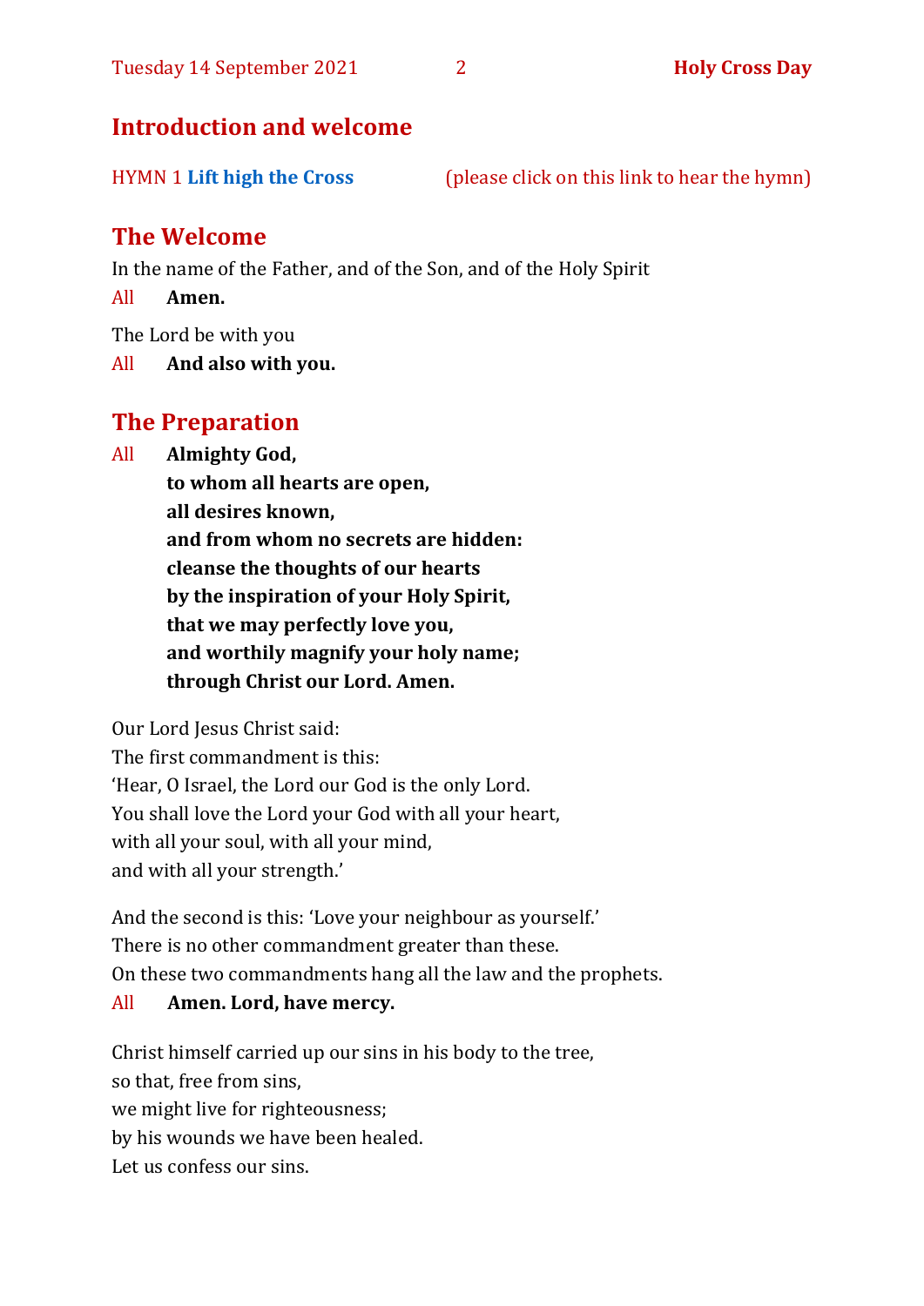## Introduction and welcome

HYMN 1 **Lift high the Cross** (please click on this link to hear the hymn)

## The Welcome

In the name of the Father, and of the Son, and of the Holy Spirit

All **Amen.**

The Lord be with you

All **And also with you.**

## The Preparation

All **Almighty God,**
**to whom all hearts are open,**
**all desires known,**
**and from whom no secrets are hidden:**
**cleanse the thoughts of our hearts**
**by the inspiration of your Holy Spirit,**
**that we may perfectly love you,**
**and worthily magnify your holy name;**
**through Christ our Lord. Amen.**

Our Lord Jesus Christ said:
The first commandment is this:
'Hear, O Israel, the Lord our God is the only Lord.
You shall love the Lord your God with all your heart,
with all your soul, with all your mind,
and with all your strength.'

And the second is this: 'Love your neighbour as yourself.'
There is no other commandment greater than these.
On these two commandments hang all the law and the prophets.

All **Amen. Lord, have mercy.**

Christ himself carried up our sins in his body to the tree,
so that, free from sins,
we might live for righteousness;
by his wounds we have been healed.
Let us confess our sins.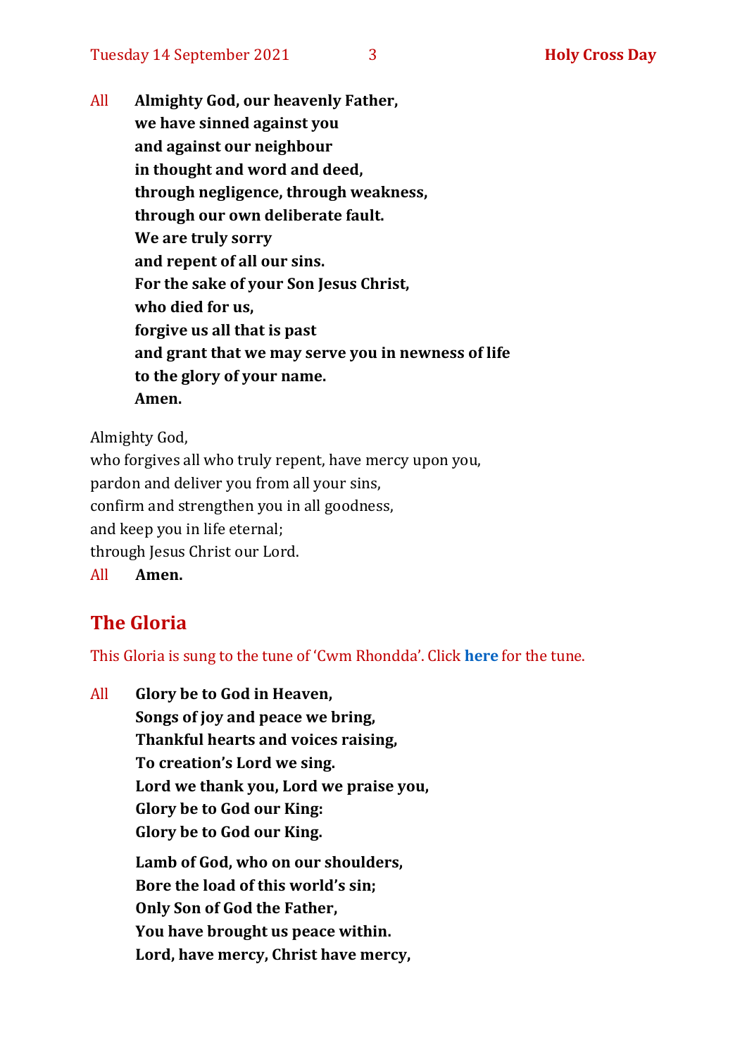All **Almighty God, our heavenly Father,**
**we have sinned against you**
**and against our neighbour**
**in thought and word and deed,**
**through negligence, through weakness,**
**through our own deliberate fault.**
**We are truly sorry**
**and repent of all our sins.**
**For the sake of your Son Jesus Christ,**
**who died for us,**
**forgive us all that is past**
**and grant that we may serve you in newness of life**
**to the glory of your name.**
**Amen.**

Almighty God,
who forgives all who truly repent, have mercy upon you,
pardon and deliver you from all your sins,
confirm and strengthen you in all goodness,
and keep you in life eternal;
through Jesus Christ our Lord.
All **Amen.**

## The Gloria

This Gloria is sung to the tune of 'Cwm Rhondda'. Click **here** for the tune.

All **Glory be to God in Heaven,**
**Songs of joy and peace we bring,**
**Thankful hearts and voices raising,**
**To creation's Lord we sing.**
**Lord we thank you, Lord we praise you,**
**Glory be to God our King:**
**Glory be to God our King.**

**Lamb of God, who on our shoulders,**
**Bore the load of this world's sin;**
**Only Son of God the Father,**
**You have brought us peace within.**
**Lord, have mercy, Christ have mercy,**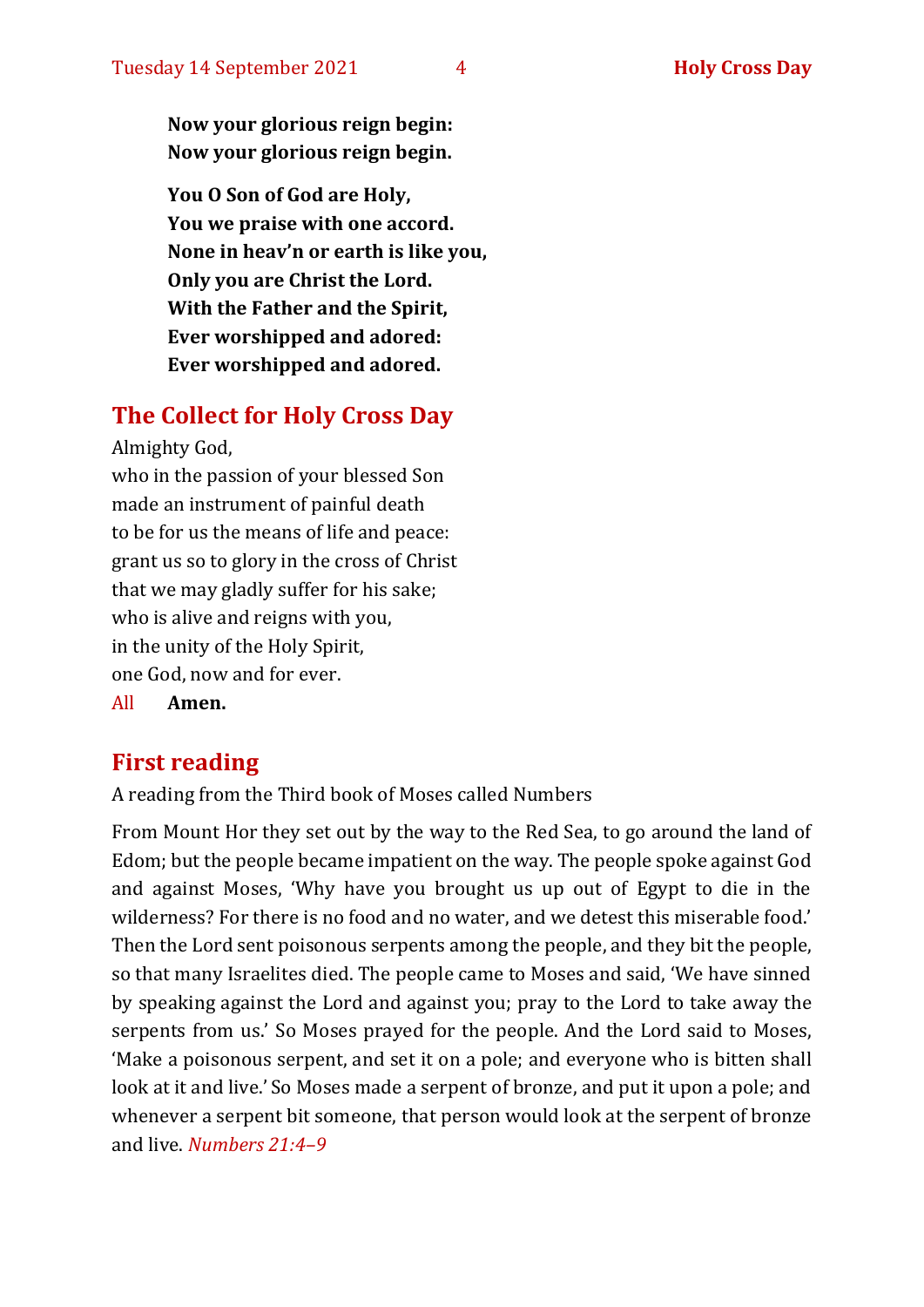**Now your glorious reign begin:**
**Now your glorious reign begin.**

**You O Son of God are Holy,**
**You we praise with one accord.**
**None in heav'n or earth is like you,**
**Only you are Christ the Lord.**
**With the Father and the Spirit,**
**Ever worshipped and adored:**
**Ever worshipped and adored.**

## The Collect for Holy Cross Day

Almighty God,
who in the passion of your blessed Son
made an instrument of painful death
to be for us the means of life and peace:
grant us so to glory in the cross of Christ
that we may gladly suffer for his sake;
who is alive and reigns with you,
in the unity of the Holy Spirit,
one God, now and for ever.

All **Amen.**

## First reading

A reading from the Third book of Moses called Numbers

From Mount Hor they set out by the way to the Red Sea, to go around the land of Edom; but the people became impatient on the way. The people spoke against God and against Moses, 'Why have you brought us up out of Egypt to die in the wilderness? For there is no food and no water, and we detest this miserable food.' Then the Lord sent poisonous serpents among the people, and they bit the people, so that many Israelites died. The people came to Moses and said, 'We have sinned by speaking against the Lord and against you; pray to the Lord to take away the serpents from us.' So Moses prayed for the people. And the Lord said to Moses, 'Make a poisonous serpent, and set it on a pole; and everyone who is bitten shall look at it and live.' So Moses made a serpent of bronze, and put it upon a pole; and whenever a serpent bit someone, that person would look at the serpent of bronze and live. *Numbers 21:4–9*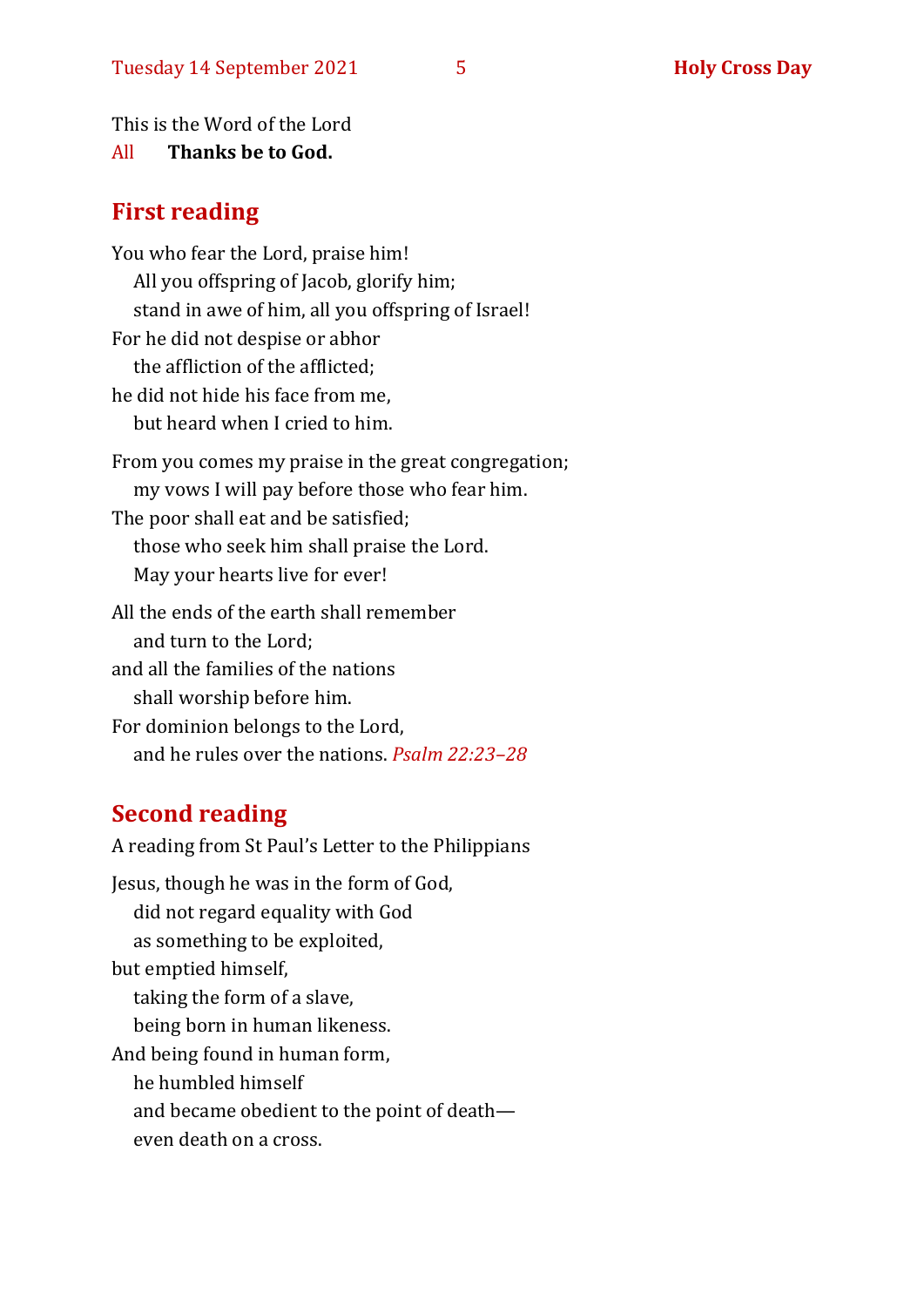This is the Word of the Lord
All **Thanks be to God.**

## First reading

You who fear the Lord, praise him!
  All you offspring of Jacob, glorify him;
  stand in awe of him, all you offspring of Israel!
For he did not despise or abhor
  the affliction of the afflicted;
he did not hide his face from me,
  but heard when I cried to him.

From you comes my praise in the great congregation;
  my vows I will pay before those who fear him.
The poor shall eat and be satisfied;
  those who seek him shall praise the Lord.
  May your hearts live for ever!

All the ends of the earth shall remember
  and turn to the Lord;
and all the families of the nations
  shall worship before him.
For dominion belongs to the Lord,
  and he rules over the nations. *Psalm 22:23–28*

## Second reading

A reading from St Paul's Letter to the Philippians

Jesus, though he was in the form of God,
  did not regard equality with God
  as something to be exploited,
but emptied himself,
  taking the form of a slave,
  being born in human likeness.
And being found in human form,
  he humbled himself
  and became obedient to the point of death—
  even death on a cross.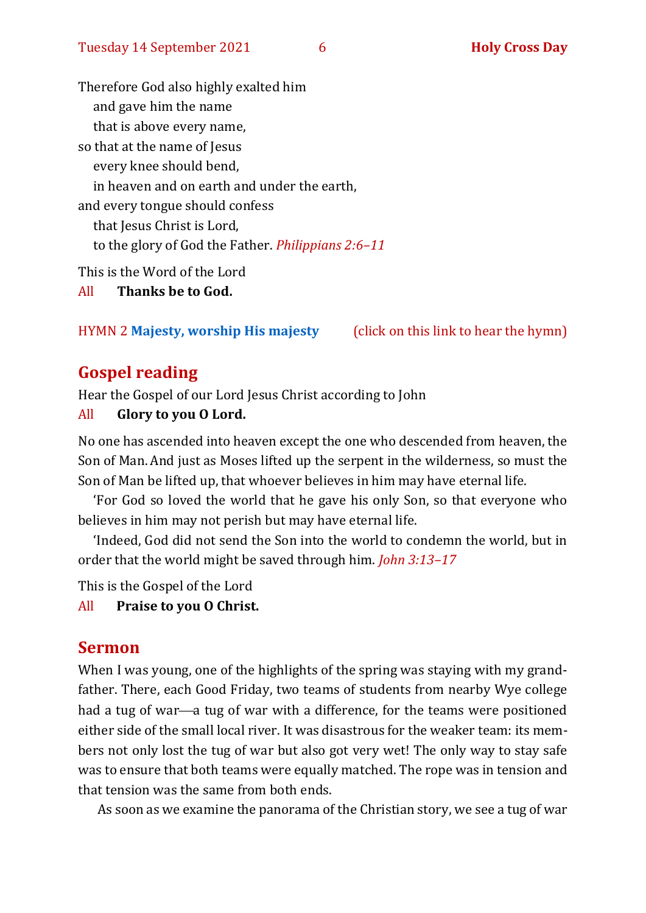Therefore God also highly exalted him
  and gave him the name
  that is above every name,
so that at the name of Jesus
  every knee should bend,
  in heaven and on earth and under the earth,
and every tongue should confess
  that Jesus Christ is Lord,
  to the glory of God the Father. *Philippians 2:6–11*

This is the Word of the Lord
All **Thanks be to God.**

HYMN 2 **Majesty, worship His majesty** (click on this link to hear the hymn)

## Gospel reading

Hear the Gospel of our Lord Jesus Christ according to John
All **Glory to you O Lord.**

No one has ascended into heaven except the one who descended from heaven, the Son of Man. And just as Moses lifted up the serpent in the wilderness, so must the Son of Man be lifted up, that whoever believes in him may have eternal life.

'For God so loved the world that he gave his only Son, so that everyone who believes in him may not perish but may have eternal life.

'Indeed, God did not send the Son into the world to condemn the world, but in order that the world might be saved through him. *John 3:13–17*

This is the Gospel of the Lord
All **Praise to you O Christ.**

## Sermon

When I was young, one of the highlights of the spring was staying with my grandfather. There, each Good Friday, two teams of students from nearby Wye college had a tug of war—a tug of war with a difference, for the teams were positioned either side of the small local river. It was disastrous for the weaker team: its members not only lost the tug of war but also got very wet! The only way to stay safe was to ensure that both teams were equally matched. The rope was in tension and that tension was the same from both ends.

As soon as we examine the panorama of the Christian story, we see a tug of war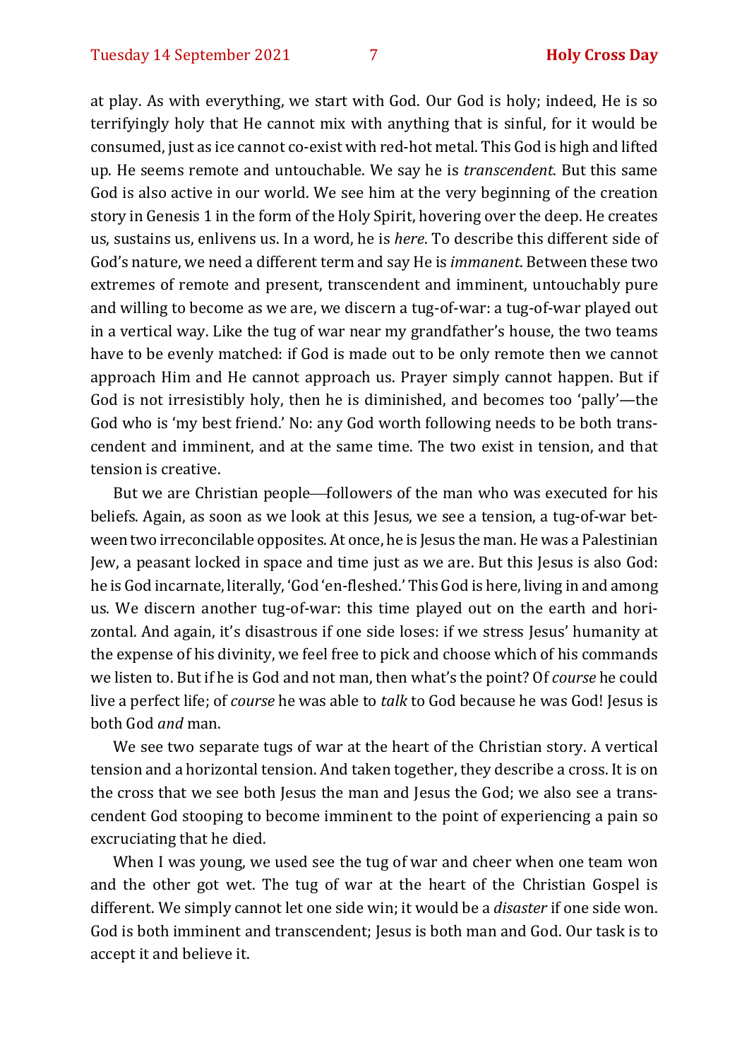at play. As with everything, we start with God. Our God is holy; indeed, He is so terrifyingly holy that He cannot mix with anything that is sinful, for it would be consumed, just as ice cannot co-exist with red-hot metal. This God is high and lifted up. He seems remote and untouchable. We say he is *transcendent*. But this same God is also active in our world. We see him at the very beginning of the creation story in Genesis 1 in the form of the Holy Spirit, hovering over the deep. He creates us, sustains us, enlivens us. In a word, he is *here*. To describe this different side of God's nature, we need a different term and say He is *immanent*. Between these two extremes of remote and present, transcendent and imminent, untouchably pure and willing to become as we are, we discern a tug-of-war: a tug-of-war played out in a vertical way. Like the tug of war near my grandfather's house, the two teams have to be evenly matched: if God is made out to be only remote then we cannot approach Him and He cannot approach us. Prayer simply cannot happen. But if God is not irresistibly holy, then he is diminished, and becomes too 'pally'—the God who is 'my best friend.' No: any God worth following needs to be both transcendent and imminent, and at the same time. The two exist in tension, and that tension is creative.

But we are Christian people—followers of the man who was executed for his beliefs. Again, as soon as we look at this Jesus, we see a tension, a tug-of-war between two irreconcilable opposites. At once, he is Jesus the man. He was a Palestinian Jew, a peasant locked in space and time just as we are. But this Jesus is also God: he is God incarnate, literally, 'God 'en-fleshed.' This God is here, living in and among us. We discern another tug-of-war: this time played out on the earth and horizontal. And again, it's disastrous if one side loses: if we stress Jesus' humanity at the expense of his divinity, we feel free to pick and choose which of his commands we listen to. But if he is God and not man, then what's the point? Of *course* he could live a perfect life; of *course* he was able to *talk* to God because he was God! Jesus is both God *and* man.

We see two separate tugs of war at the heart of the Christian story. A vertical tension and a horizontal tension. And taken together, they describe a cross. It is on the cross that we see both Jesus the man and Jesus the God; we also see a transcendent God stooping to become imminent to the point of experiencing a pain so excruciating that he died.

When I was young, we used see the tug of war and cheer when one team won and the other got wet. The tug of war at the heart of the Christian Gospel is different. We simply cannot let one side win; it would be a *disaster* if one side won. God is both imminent and transcendent; Jesus is both man and God. Our task is to accept it and believe it.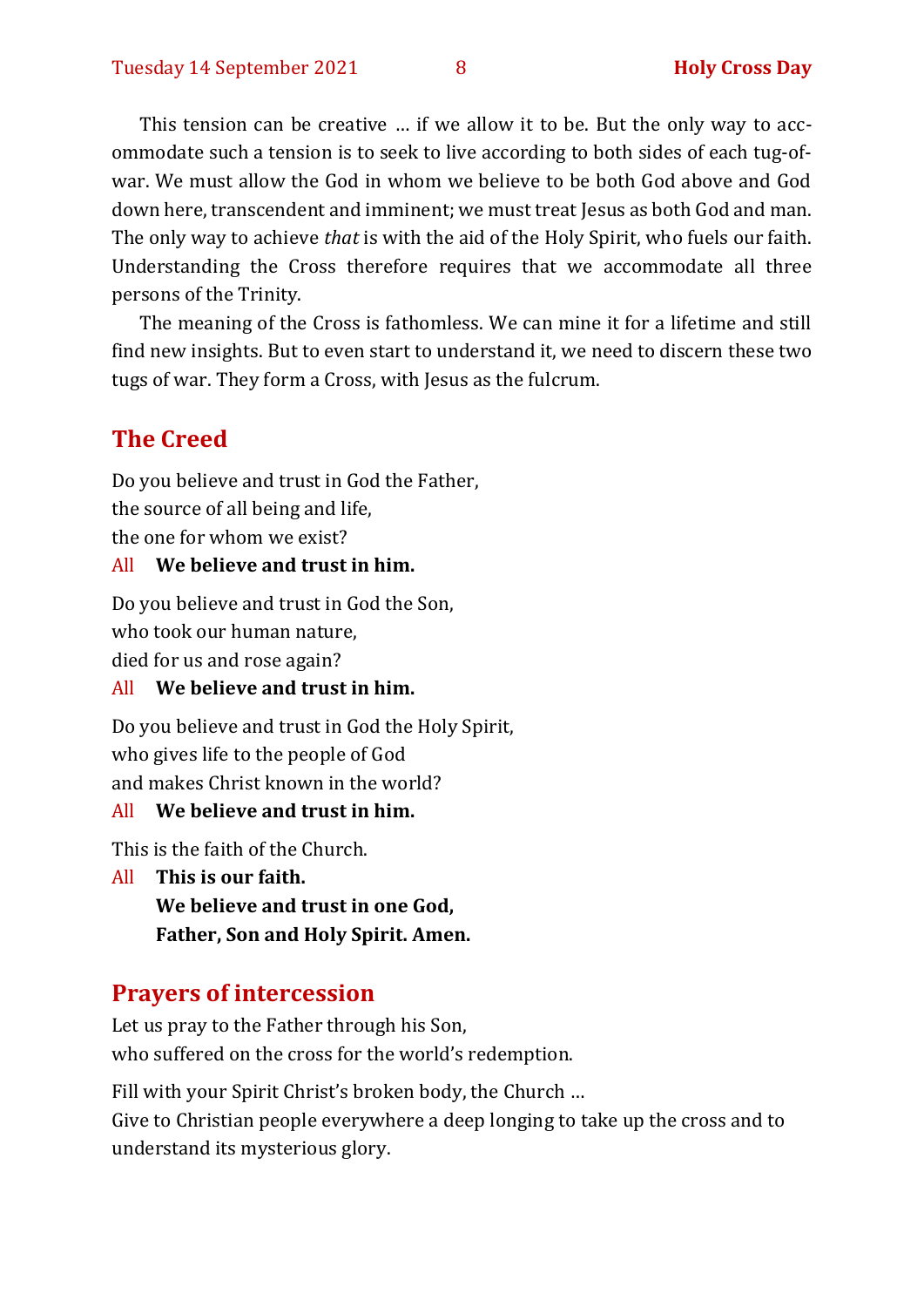This tension can be creative … if we allow it to be. But the only way to accommodate such a tension is to seek to live according to both sides of each tug-of-war. We must allow the God in whom we believe to be both God above and God down here, transcendent and imminent; we must treat Jesus as both God and man. The only way to achieve *that* is with the aid of the Holy Spirit, who fuels our faith. Understanding the Cross therefore requires that we accommodate all three persons of the Trinity.

The meaning of the Cross is fathomless. We can mine it for a lifetime and still find new insights. But to even start to understand it, we need to discern these two tugs of war. They form a Cross, with Jesus as the fulcrum.

## The Creed

Do you believe and trust in God the Father,
the source of all being and life,
the one for whom we exist?

All **We believe and trust in him.**

Do you believe and trust in God the Son,
who took our human nature,
died for us and rose again?

All **We believe and trust in him.**

Do you believe and trust in God the Holy Spirit,
who gives life to the people of God
and makes Christ known in the world?

All **We believe and trust in him.**

This is the faith of the Church.

All **This is our faith.**
**We believe and trust in one God,**
**Father, Son and Holy Spirit. Amen.**

## Prayers of intercession

Let us pray to the Father through his Son,
who suffered on the cross for the world's redemption.

Fill with your Spirit Christ's broken body, the Church …
Give to Christian people everywhere a deep longing to take up the cross and to understand its mysterious glory.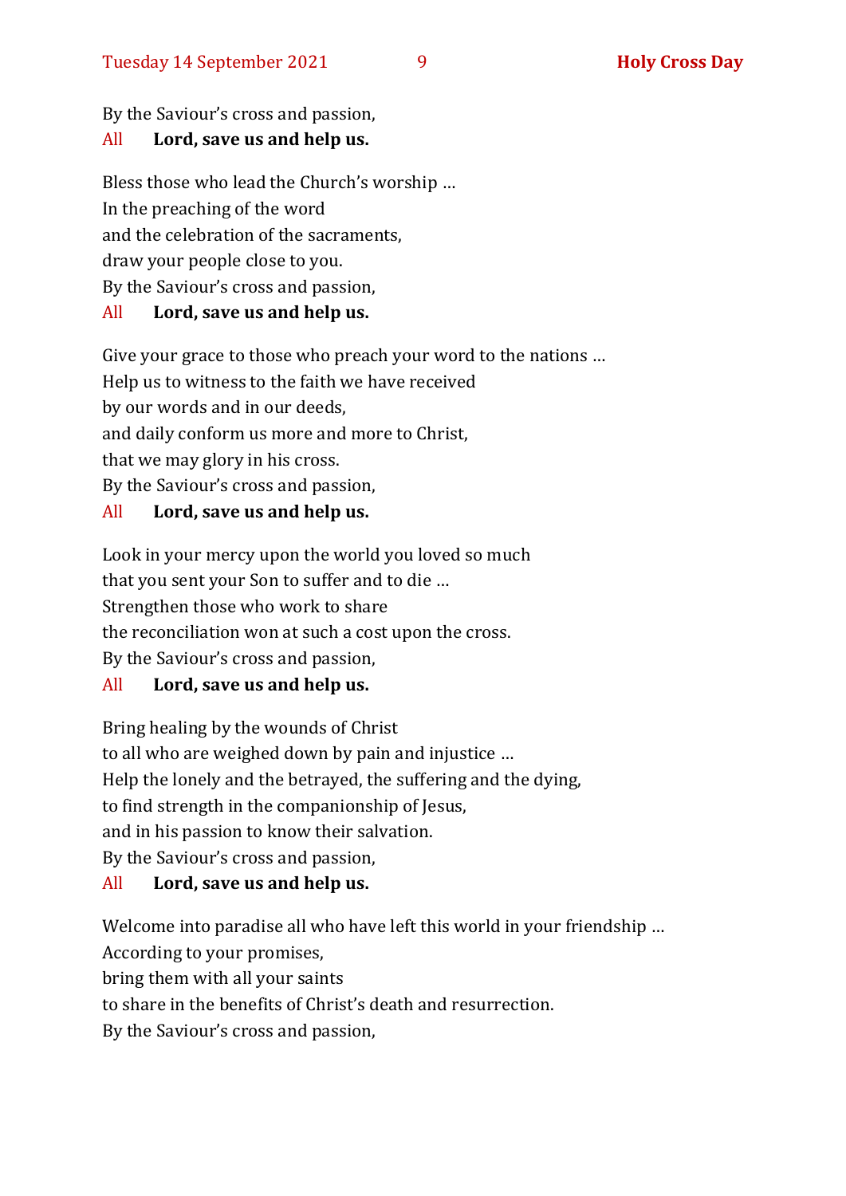By the Saviour's cross and passion,

All **Lord, save us and help us.**

Bless those who lead the Church's worship …
In the preaching of the word
and the celebration of the sacraments,
draw your people close to you.
By the Saviour's cross and passion,

All **Lord, save us and help us.**

Give your grace to those who preach your word to the nations …
Help us to witness to the faith we have received
by our words and in our deeds,
and daily conform us more and more to Christ,
that we may glory in his cross.
By the Saviour's cross and passion,

All **Lord, save us and help us.**

Look in your mercy upon the world you loved so much
that you sent your Son to suffer and to die …
Strengthen those who work to share
the reconciliation won at such a cost upon the cross.
By the Saviour's cross and passion,

All **Lord, save us and help us.**

Bring healing by the wounds of Christ
to all who are weighed down by pain and injustice …
Help the lonely and the betrayed, the suffering and the dying,
to find strength in the companionship of Jesus,
and in his passion to know their salvation.
By the Saviour's cross and passion,

All **Lord, save us and help us.**

Welcome into paradise all who have left this world in your friendship …
According to your promises,
bring them with all your saints
to share in the benefits of Christ's death and resurrection.
By the Saviour's cross and passion,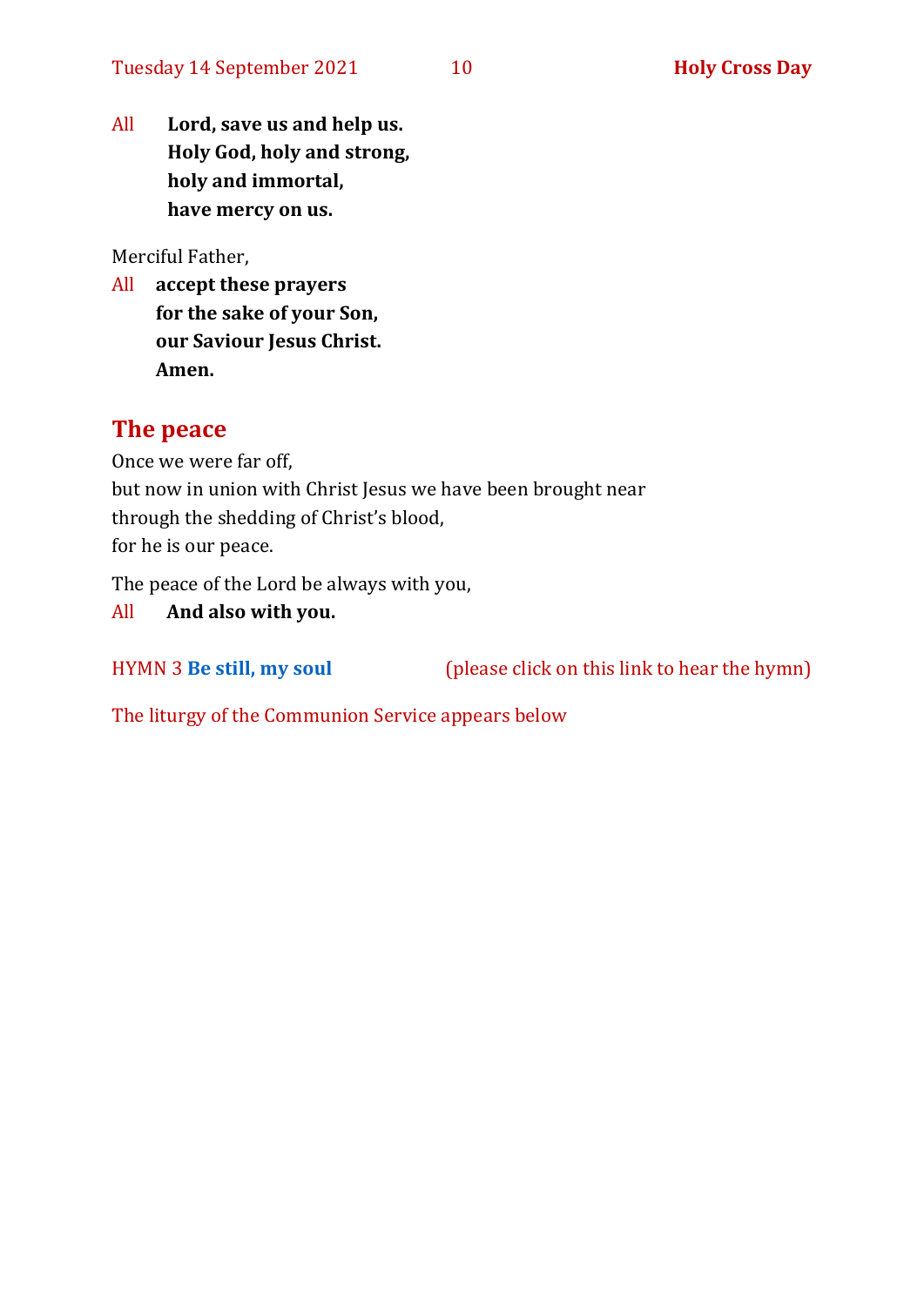All **Lord, save us and help us.**
**Holy God, holy and strong,**
**holy and immortal,**
**have mercy on us.**

Merciful Father,

All **accept these prayers**
**for the sake of your Son,**
**our Saviour Jesus Christ.**
**Amen.**

## The peace

Once we were far off,
but now in union with Christ Jesus we have been brought near
through the shedding of Christ's blood,
for he is our peace.

The peace of the Lord be always with you,

All **And also with you.**

HYMN 3 **Be still, my soul** (please click on this link to hear the hymn)

The liturgy of the Communion Service appears below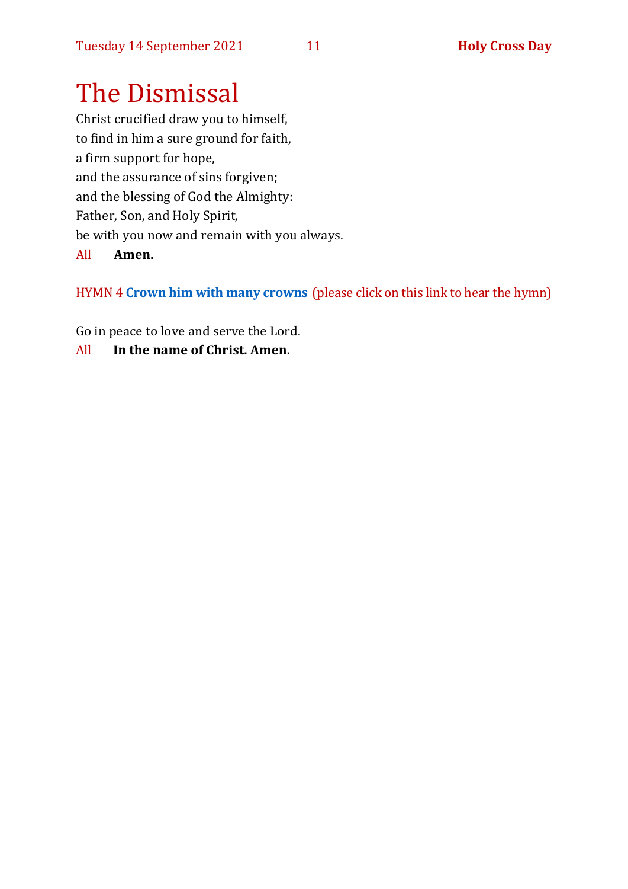# The Dismissal

Christ crucified draw you to himself,
to find in him a sure ground for faith,
a firm support for hope,
and the assurance of sins forgiven;
and the blessing of God the Almighty:
Father, Son, and Holy Spirit,
be with you now and remain with you always.

All **Amen.**

HYMN 4 **Crown him with many crowns** (please click on this link to hear the hymn)

Go in peace to love and serve the Lord.

All **In the name of Christ. Amen.**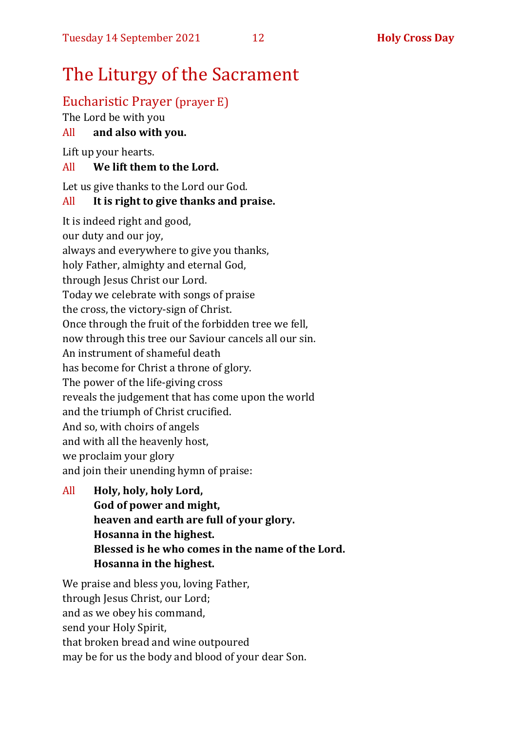# The Liturgy of the Sacrament

## Eucharistic Prayer (prayer E)

The Lord be with you

All **and also with you.**

Lift up your hearts.

All **We lift them to the Lord.**

Let us give thanks to the Lord our God.

All **It is right to give thanks and praise.**

It is indeed right and good,
our duty and our joy,
always and everywhere to give you thanks,
holy Father, almighty and eternal God,
through Jesus Christ our Lord.
Today we celebrate with songs of praise
the cross, the victory-sign of Christ.
Once through the fruit of the forbidden tree we fell,
now through this tree our Saviour cancels all our sin.
An instrument of shameful death
has become for Christ a throne of glory.
The power of the life-giving cross
reveals the judgement that has come upon the world
and the triumph of Christ crucified.
And so, with choirs of angels
and with all the heavenly host,
we proclaim your glory
and join their unending hymn of praise:

All **Holy, holy, holy Lord,**
**God of power and might,**
**heaven and earth are full of your glory.**
**Hosanna in the highest.**
**Blessed is he who comes in the name of the Lord.**
**Hosanna in the highest.**

We praise and bless you, loving Father,
through Jesus Christ, our Lord;
and as we obey his command,
send your Holy Spirit,
that broken bread and wine outpoured
may be for us the body and blood of your dear Son.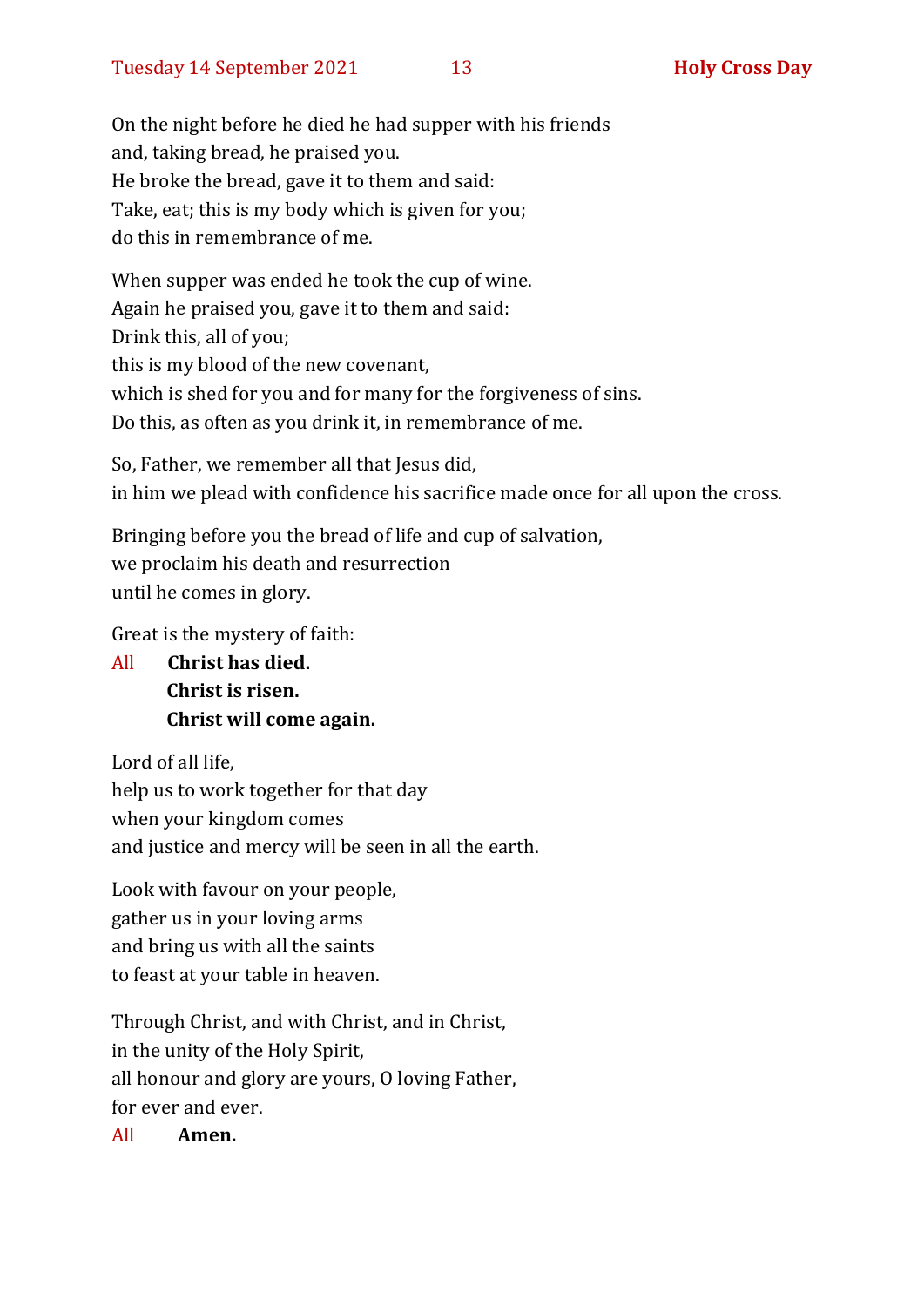On the night before he died he had supper with his friends
and, taking bread, he praised you.
He broke the bread, gave it to them and said:
Take, eat; this is my body which is given for you;
do this in remembrance of me.

When supper was ended he took the cup of wine.
Again he praised you, gave it to them and said:
Drink this, all of you;
this is my blood of the new covenant,
which is shed for you and for many for the forgiveness of sins.
Do this, as often as you drink it, in remembrance of me.

So, Father, we remember all that Jesus did,
in him we plead with confidence his sacrifice made once for all upon the cross.

Bringing before you the bread of life and cup of salvation,
we proclaim his death and resurrection
until he comes in glory.

Great is the mystery of faith:

All **Christ has died.**
**Christ is risen.**
**Christ will come again.**

Lord of all life,
help us to work together for that day
when your kingdom comes
and justice and mercy will be seen in all the earth.

Look with favour on your people,
gather us in your loving arms
and bring us with all the saints
to feast at your table in heaven.

Through Christ, and with Christ, and in Christ,
in the unity of the Holy Spirit,
all honour and glory are yours, O loving Father,
for ever and ever.

All **Amen.**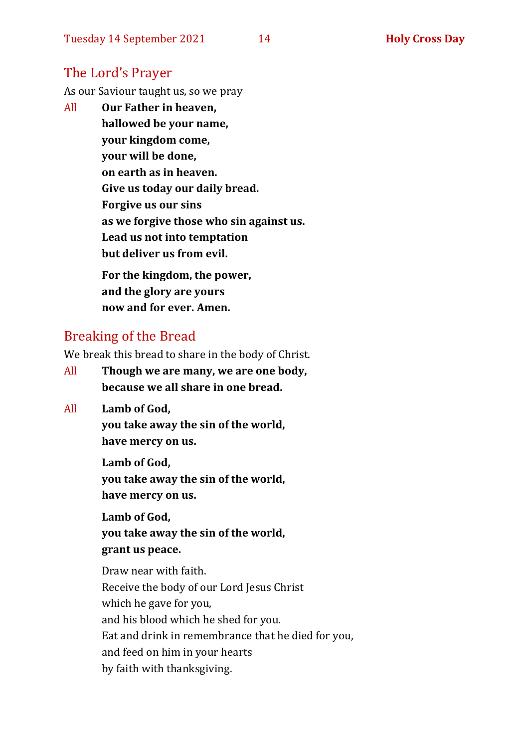## The Lord's Prayer

As our Saviour taught us, so we pray

All **Our Father in heaven,**
**hallowed be your name,**
**your kingdom come,**
**your will be done,**
**on earth as in heaven.**
**Give us today our daily bread.**
**Forgive us our sins**
**as we forgive those who sin against us.**
**Lead us not into temptation**
**but deliver us from evil.**

**For the kingdom, the power,**
**and the glory are yours**
**now and for ever. Amen.**

## Breaking of the Bread

We break this bread to share in the body of Christ.

All **Though we are many, we are one body,**
**because we all share in one bread.**

All **Lamb of God,**
**you take away the sin of the world,**
**have mercy on us.**

**Lamb of God,**
**you take away the sin of the world,**
**have mercy on us.**

**Lamb of God,**
**you take away the sin of the world,**
**grant us peace.**

Draw near with faith.
Receive the body of our Lord Jesus Christ
which he gave for you,
and his blood which he shed for you.
Eat and drink in remembrance that he died for you,
and feed on him in your hearts
by faith with thanksgiving.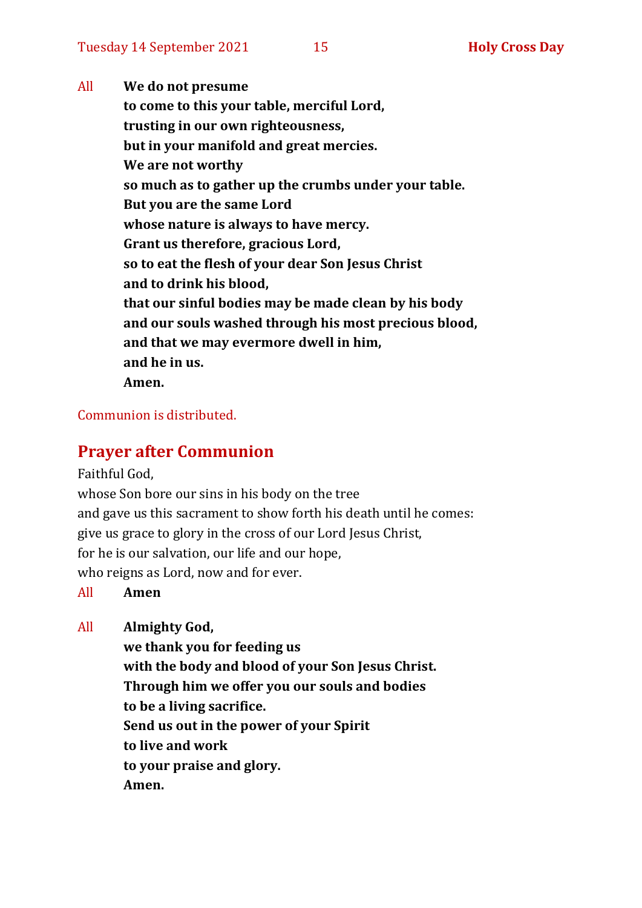All **We do not presume**
**to come to this your table, merciful Lord,**
**trusting in our own righteousness,**
**but in your manifold and great mercies.**
**We are not worthy**
**so much as to gather up the crumbs under your table.**
**But you are the same Lord**
**whose nature is always to have mercy.**
**Grant us therefore, gracious Lord,**
**so to eat the flesh of your dear Son Jesus Christ**
**and to drink his blood,**
**that our sinful bodies may be made clean by his body**
**and our souls washed through his most precious blood,**
**and that we may evermore dwell in him,**
**and he in us.**
**Amen.**

Communion is distributed.

## Prayer after Communion

Faithful God,
whose Son bore our sins in his body on the tree
and gave us this sacrament to show forth his death until he comes:
give us grace to glory in the cross of our Lord Jesus Christ,
for he is our salvation, our life and our hope,
who reigns as Lord, now and for ever.

All **Amen**

All **Almighty God,**
**we thank you for feeding us**
**with the body and blood of your Son Jesus Christ.**
**Through him we offer you our souls and bodies**
**to be a living sacrifice.**
**Send us out in the power of your Spirit**
**to live and work**
**to your praise and glory.**
**Amen.**